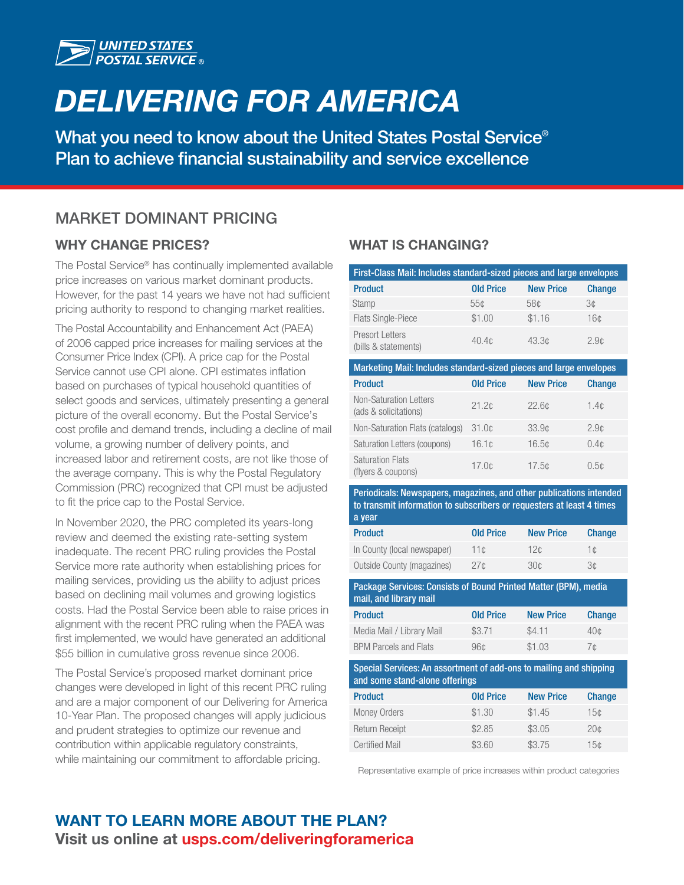UNITED STATES POSTAL SERVICE®

# DELIVERING FOR AMERICA

What you need to know about the United States Postal Service® Plan to achieve financial sustainability and service excellence

## MARKET DOMINANT PRICING

### WHY CHANGE PRICES?

The Postal Service® has continually implemented available price increases on various market dominant products. However, for the past 14 years we have not had sufficient pricing authority to respond to changing market realities.

The Postal Accountability and Enhancement Act (PAEA) of 2006 capped price increases for mailing services at the Consumer Price Index (CPI). A price cap for the Postal Service cannot use CPI alone. CPI estimates inflation based on purchases of typical household quantities of select goods and services, ultimately presenting a general picture of the overall economy. But the Postal Service's cost profile and demand trends, including a decline of mail volume, a growing number of delivery points, and increased labor and retirement costs, are not like those of the average company. This is why the Postal Regulatory Commission (PRC) recognized that CPI must be adjusted to fit the price cap to the Postal Service.

In November 2020, the PRC completed its years-long review and deemed the existing rate-setting system inadequate. The recent PRC ruling provides the Postal Service more rate authority when establishing prices for mailing services, providing us the ability to adjust prices based on declining mail volumes and growing logistics costs. Had the Postal Service been able to raise prices in alignment with the recent PRC ruling when the PAEA was first implemented, we would have generated an additional $55 billion in cumulative gross revenue since 2006.

The Postal Service's proposed market dominant price changes were developed in light of this recent PRC ruling and are a major component of our Delivering for America 10-Year Plan. The proposed changes will apply judicious and prudent strategies to optimize our revenue and contribution within applicable regulatory constraints, while maintaining our commitment to affordable pricing.

### WHAT IS CHANGING?

**First-Class Mail: Includes standard-sized pieces and large envelopes**

| Product | Old Price | New Price | Change |
|---|---|---|---|
| Stamp | 55¢ | 58¢ | 3¢ |
| Flats Single-Piece | $1.00 | $1.16 | 16¢ |
| Presort Letters (bills & statements) | 40.4¢ | 43.3¢ | 2.9¢ |

**Marketing Mail: Includes standard-sized pieces and large envelopes**

| Product | Old Price | New Price | Change |
|---|---|---|---|
| Non-Saturation Letters (ads & solicitations) | 21.2¢ | 22.6¢ | 1.4¢ |
| Non-Saturation Flats (catalogs) | 31.0¢ | 33.9¢ | 2.9¢ |
| Saturation Letters (coupons) | 16.1¢ | 16.5¢ | 0.4¢ |
| Saturation Flats (flyers & coupons) | 17.0¢ | 17.5¢ | 0.5¢ |

**Periodicals: Newspapers, magazines, and other publications intended to transmit information to subscribers or requesters at least 4 times a year**

| Product | Old Price | New Price | Change |
|---|---|---|---|
| In County (local newspaper) | 11¢ | 12¢ | 1¢ |
| Outside County (magazines) | 27¢ | 30¢ | 3¢ |

**Package Services: Consists of Bound Printed Matter (BPM), media mail, and library mail**

| Product | Old Price | New Price | Change |
|---|---|---|---|
| Media Mail / Library Mail | $3.71 | $4.11 | 40¢ |
| BPM Parcels and Flats | 96¢ | $1.03 | 7¢ |

**Special Services: An assortment of add-ons to mailing and shipping and some stand-alone offerings**

| Product | Old Price | New Price | Change |
|---|---|---|---|
| Money Orders | $1.30 | $1.45 | 15¢ |
| Return Receipt | $2.85 | $3.05 | 20¢ |
| Certified Mail | $3.60 | $3.75 | 15¢ |

Representative example of price increases within product categories

## WANT TO LEARN MORE ABOUT THE PLAN?

**Visit us online at usps.com/deliveringforamerica**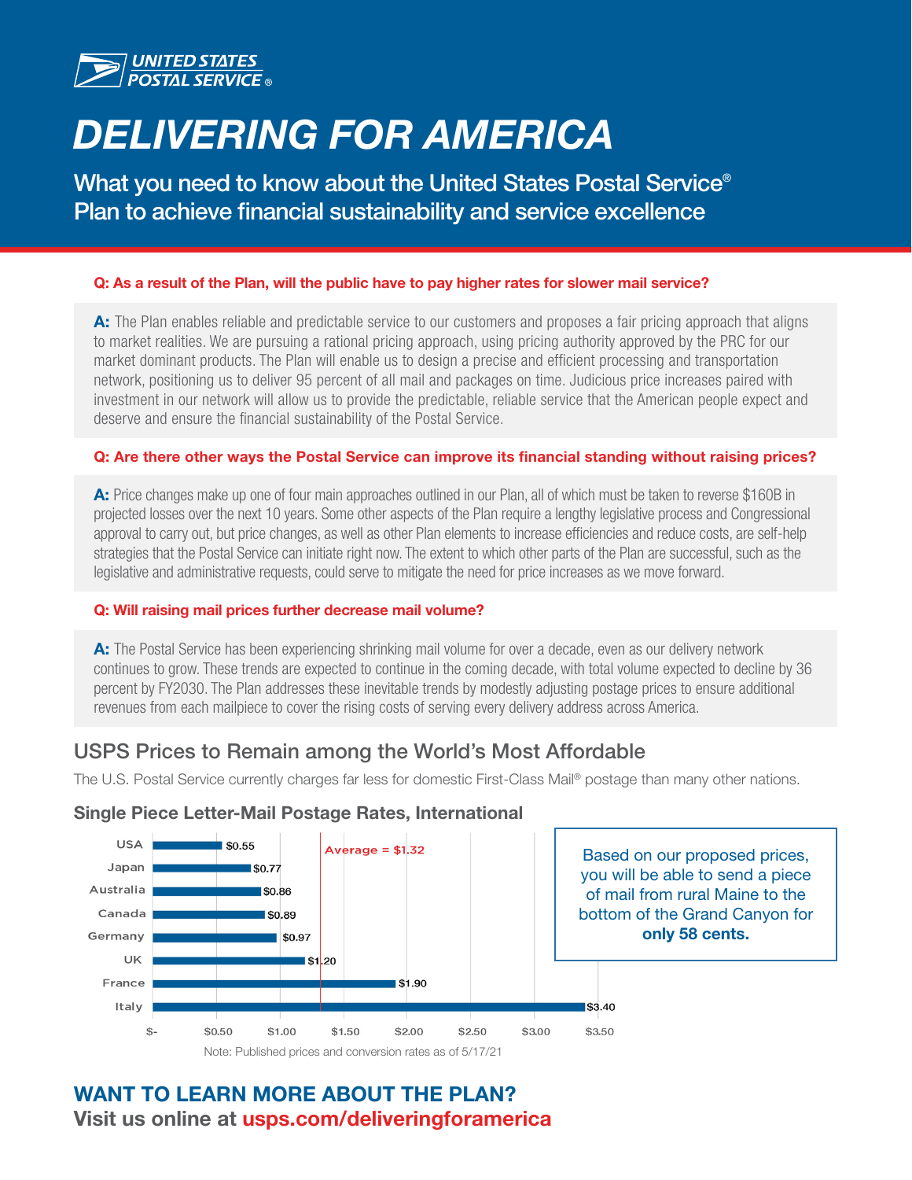UNITED STATES POSTAL SERVICE®

# DELIVERING FOR AMERICA

## What you need to know about the United States Postal Service® Plan to achieve financial sustainability and service excellence

**Q: As a result of the Plan, will the public have to pay higher rates for slower mail service?**

**A:** The Plan enables reliable and predictable service to our customers and proposes a fair pricing approach that aligns to market realities. We are pursuing a rational pricing approach, using pricing authority approved by the PRC for our market dominant products. The Plan will enable us to design a precise and efficient processing and transportation network, positioning us to deliver 95 percent of all mail and packages on time. Judicious price increases paired with investment in our network will allow us to provide the predictable, reliable service that the American people expect and deserve and ensure the financial sustainability of the Postal Service.

**Q: Are there other ways the Postal Service can improve its financial standing without raising prices?**

**A:** Price changes make up one of four main approaches outlined in our Plan, all of which must be taken to reverse $160B in projected losses over the next 10 years. Some other aspects of the Plan require a lengthy legislative process and Congressional approval to carry out, but price changes, as well as other Plan elements to increase efficiencies and reduce costs, are self-help strategies that the Postal Service can initiate right now. The extent to which other parts of the Plan are successful, such as the legislative and administrative requests, could serve to mitigate the need for price increases as we move forward.

**Q: Will raising mail prices further decrease mail volume?**

**A:** The Postal Service has been experiencing shrinking mail volume for over a decade, even as our delivery network continues to grow. These trends are expected to continue in the coming decade, with total volume expected to decline by 36 percent by FY2030. The Plan addresses these inevitable trends by modestly adjusting postage prices to ensure additional revenues from each mailpiece to cover the rising costs of serving every delivery address across America.

## USPS Prices to Remain among the World's Most Affordable

The U.S. Postal Service currently charges far less for domestic First-Class Mail® postage than many other nations.

### Single Piece Letter-Mail Postage Rates, International

USA $0.55
Japan $0.77
Australia $0.86
Canada $0.89
Germany $0.97
UK $1.20
France $1.90
Italy $3.40
Average = $1.32
$- $0.50 $1.00 $1.50 $2.00 $2.50 $3.00 $3.50

Note: Published prices and conversion rates as of 5/17/21

Based on our proposed prices, you will be able to send a piece of mail from rural Maine to the bottom of the Grand Canyon for **only 58 cents.**

## WANT TO LEARN MORE ABOUT THE PLAN?

**Visit us online at usps.com/deliveringforamerica**